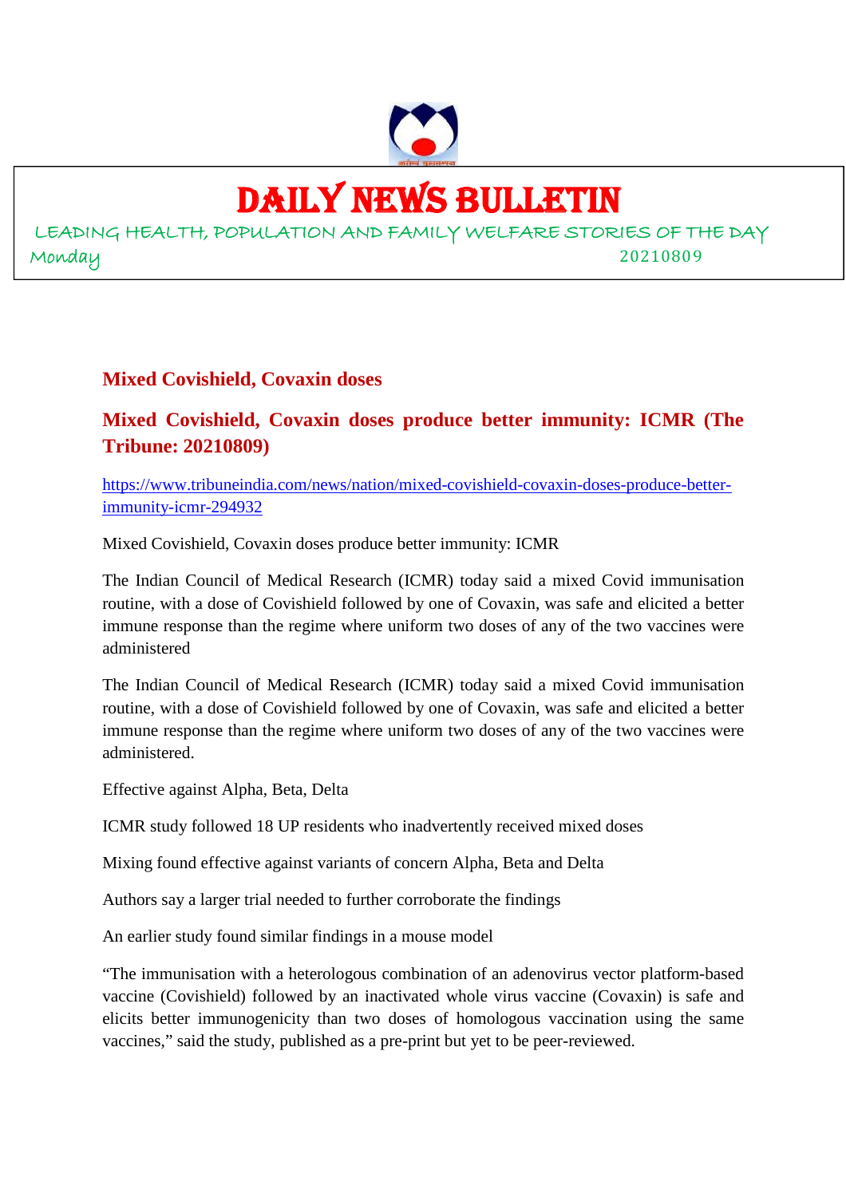# DAILY NEWS BULLETIN

LEADING HEALTH, POPULATION AND FAMILY WELFARE STORIES OF THE DAY

Monday 20210809

## Mixed Covishield, Covaxin doses

### Mixed Covishield, Covaxin doses produce better immunity: ICMR (The Tribune: 20210809)

https://www.tribuneindia.com/news/nation/mixed-covishield-covaxin-doses-produce-better-immunity-icmr-294932

Mixed Covishield, Covaxin doses produce better immunity: ICMR

The Indian Council of Medical Research (ICMR) today said a mixed Covid immunisation routine, with a dose of Covishield followed by one of Covaxin, was safe and elicited a better immune response than the regime where uniform two doses of any of the two vaccines were administered

The Indian Council of Medical Research (ICMR) today said a mixed Covid immunisation routine, with a dose of Covishield followed by one of Covaxin, was safe and elicited a better immune response than the regime where uniform two doses of any of the two vaccines were administered.

Effective against Alpha, Beta, Delta

ICMR study followed 18 UP residents who inadvertently received mixed doses

Mixing found effective against variants of concern Alpha, Beta and Delta

Authors say a larger trial needed to further corroborate the findings

An earlier study found similar findings in a mouse model

"The immunisation with a heterologous combination of an adenovirus vector platform-based vaccine (Covishield) followed by an inactivated whole virus vaccine (Covaxin) is safe and elicits better immunogenicity than two doses of homologous vaccination using the same vaccines," said the study, published as a pre-print but yet to be peer-reviewed.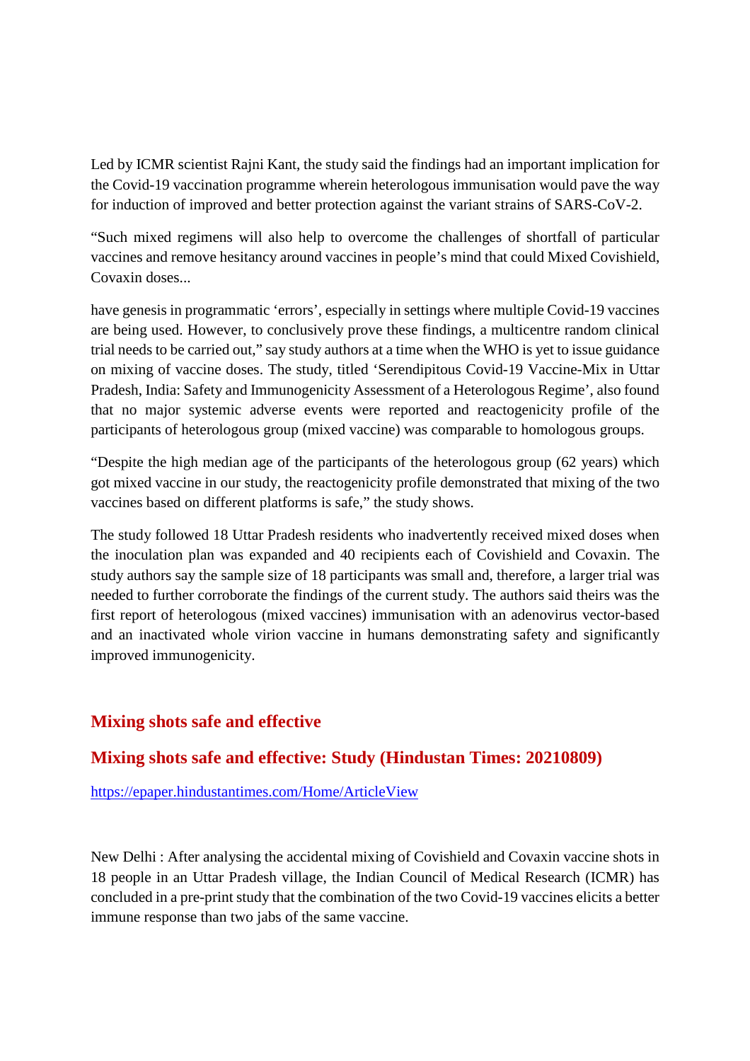Led by ICMR scientist Rajni Kant, the study said the findings had an important implication for the Covid-19 vaccination programme wherein heterologous immunisation would pave the way for induction of improved and better protection against the variant strains of SARS-CoV-2.

“Such mixed regimens will also help to overcome the challenges of shortfall of particular vaccines and remove hesitancy around vaccines in people’s mind that could Mixed Covishield, Covaxin doses...

have genesis in programmatic ‘errors’, especially in settings where multiple Covid-19 vaccines are being used. However, to conclusively prove these findings, a multicentre random clinical trial needs to be carried out,” say study authors at a time when the WHO is yet to issue guidance on mixing of vaccine doses. The study, titled ‘Serendipitous Covid-19 Vaccine-Mix in Uttar Pradesh, India: Safety and Immunogenicity Assessment of a Heterologous Regime’, also found that no major systemic adverse events were reported and reactogenicity profile of the participants of heterologous group (mixed vaccine) was comparable to homologous groups.

“Despite the high median age of the participants of the heterologous group (62 years) which got mixed vaccine in our study, the reactogenicity profile demonstrated that mixing of the two vaccines based on different platforms is safe,” the study shows.

The study followed 18 Uttar Pradesh residents who inadvertently received mixed doses when the inoculation plan was expanded and 40 recipients each of Covishield and Covaxin. The study authors say the sample size of 18 participants was small and, therefore, a larger trial was needed to further corroborate the findings of the current study. The authors said theirs was the first report of heterologous (mixed vaccines) immunisation with an adenovirus vector-based and an inactivated whole virion vaccine in humans demonstrating safety and significantly improved immunogenicity.

## Mixing shots safe and effective

## Mixing shots safe and effective: Study (Hindustan Times: 20210809)

https://epaper.hindustantimes.com/Home/ArticleView

New Delhi : After analysing the accidental mixing of Covishield and Covaxin vaccine shots in 18 people in an Uttar Pradesh village, the Indian Council of Medical Research (ICMR) has concluded in a pre-print study that the combination of the two Covid-19 vaccines elicits a better immune response than two jabs of the same vaccine.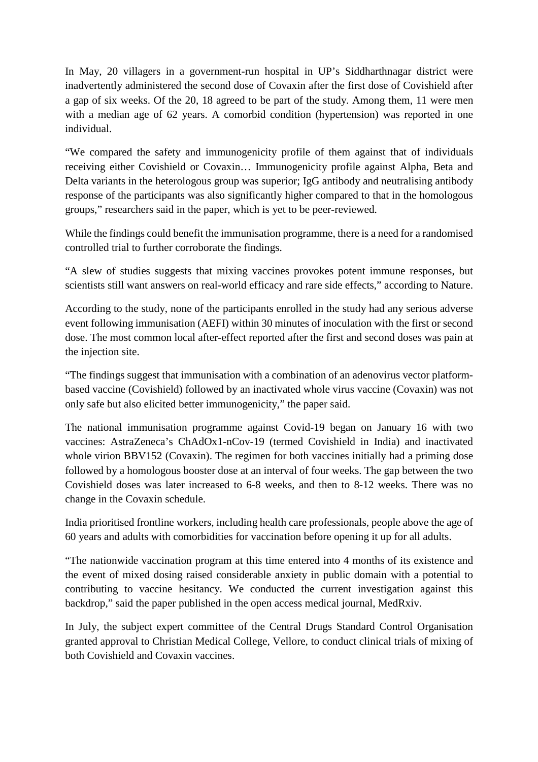In May, 20 villagers in a government-run hospital in UP's Siddharthnagar district were inadvertently administered the second dose of Covaxin after the first dose of Covishield after a gap of six weeks. Of the 20, 18 agreed to be part of the study. Among them, 11 were men with a median age of 62 years. A comorbid condition (hypertension) was reported in one individual.

"We compared the safety and immunogenicity profile of them against that of individuals receiving either Covishield or Covaxin… Immunogenicity profile against Alpha, Beta and Delta variants in the heterologous group was superior; IgG antibody and neutralising antibody response of the participants was also significantly higher compared to that in the homologous groups," researchers said in the paper, which is yet to be peer-reviewed.

While the findings could benefit the immunisation programme, there is a need for a randomised controlled trial to further corroborate the findings.

"A slew of studies suggests that mixing vaccines provokes potent immune responses, but scientists still want answers on real-world efficacy and rare side effects," according to Nature.

According to the study, none of the participants enrolled in the study had any serious adverse event following immunisation (AEFI) within 30 minutes of inoculation with the first or second dose. The most common local after-effect reported after the first and second doses was pain at the injection site.

"The findings suggest that immunisation with a combination of an adenovirus vector platform-based vaccine (Covishield) followed by an inactivated whole virus vaccine (Covaxin) was not only safe but also elicited better immunogenicity," the paper said.

The national immunisation programme against Covid-19 began on January 16 with two vaccines: AstraZeneca's ChAdOx1-nCov-19 (termed Covishield in India) and inactivated whole virion BBV152 (Covaxin). The regimen for both vaccines initially had a priming dose followed by a homologous booster dose at an interval of four weeks. The gap between the two Covishield doses was later increased to 6-8 weeks, and then to 8-12 weeks. There was no change in the Covaxin schedule.

India prioritised frontline workers, including health care professionals, people above the age of 60 years and adults with comorbidities for vaccination before opening it up for all adults.

"The nationwide vaccination program at this time entered into 4 months of its existence and the event of mixed dosing raised considerable anxiety in public domain with a potential to contributing to vaccine hesitancy. We conducted the current investigation against this backdrop," said the paper published in the open access medical journal, MedRxiv.

In July, the subject expert committee of the Central Drugs Standard Control Organisation granted approval to Christian Medical College, Vellore, to conduct clinical trials of mixing of both Covishield and Covaxin vaccines.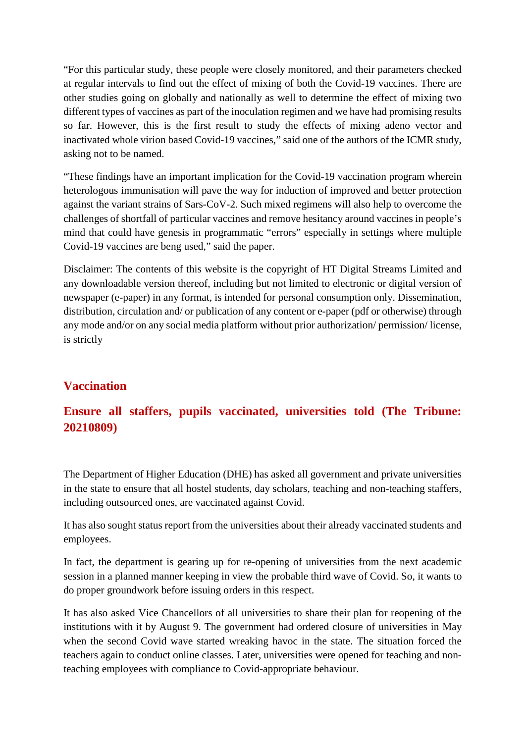"For this particular study, these people were closely monitored, and their parameters checked at regular intervals to find out the effect of mixing of both the Covid-19 vaccines. There are other studies going on globally and nationally as well to determine the effect of mixing two different types of vaccines as part of the inoculation regimen and we have had promising results so far. However, this is the first result to study the effects of mixing adeno vector and inactivated whole virion based Covid-19 vaccines," said one of the authors of the ICMR study, asking not to be named.

"These findings have an important implication for the Covid-19 vaccination program wherein heterologous immunisation will pave the way for induction of improved and better protection against the variant strains of Sars-CoV-2. Such mixed regimens will also help to overcome the challenges of shortfall of particular vaccines and remove hesitancy around vaccines in people's mind that could have genesis in programmatic "errors" especially in settings where multiple Covid-19 vaccines are beng used," said the paper.

Disclaimer: The contents of this website is the copyright of HT Digital Streams Limited and any downloadable version thereof, including but not limited to electronic or digital version of newspaper (e-paper) in any format, is intended for personal consumption only. Dissemination, distribution, circulation and/ or publication of any content or e-paper (pdf or otherwise) through any mode and/or on any social media platform without prior authorization/ permission/ license, is strictly

## Vaccination

## Ensure all staffers, pupils vaccinated, universities told (The Tribune: 20210809)

The Department of Higher Education (DHE) has asked all government and private universities in the state to ensure that all hostel students, day scholars, teaching and non-teaching staffers, including outsourced ones, are vaccinated against Covid.

It has also sought status report from the universities about their already vaccinated students and employees.

In fact, the department is gearing up for re-opening of universities from the next academic session in a planned manner keeping in view the probable third wave of Covid. So, it wants to do proper groundwork before issuing orders in this respect.

It has also asked Vice Chancellors of all universities to share their plan for reopening of the institutions with it by August 9. The government had ordered closure of universities in May when the second Covid wave started wreaking havoc in the state. The situation forced the teachers again to conduct online classes. Later, universities were opened for teaching and non-teaching employees with compliance to Covid-appropriate behaviour.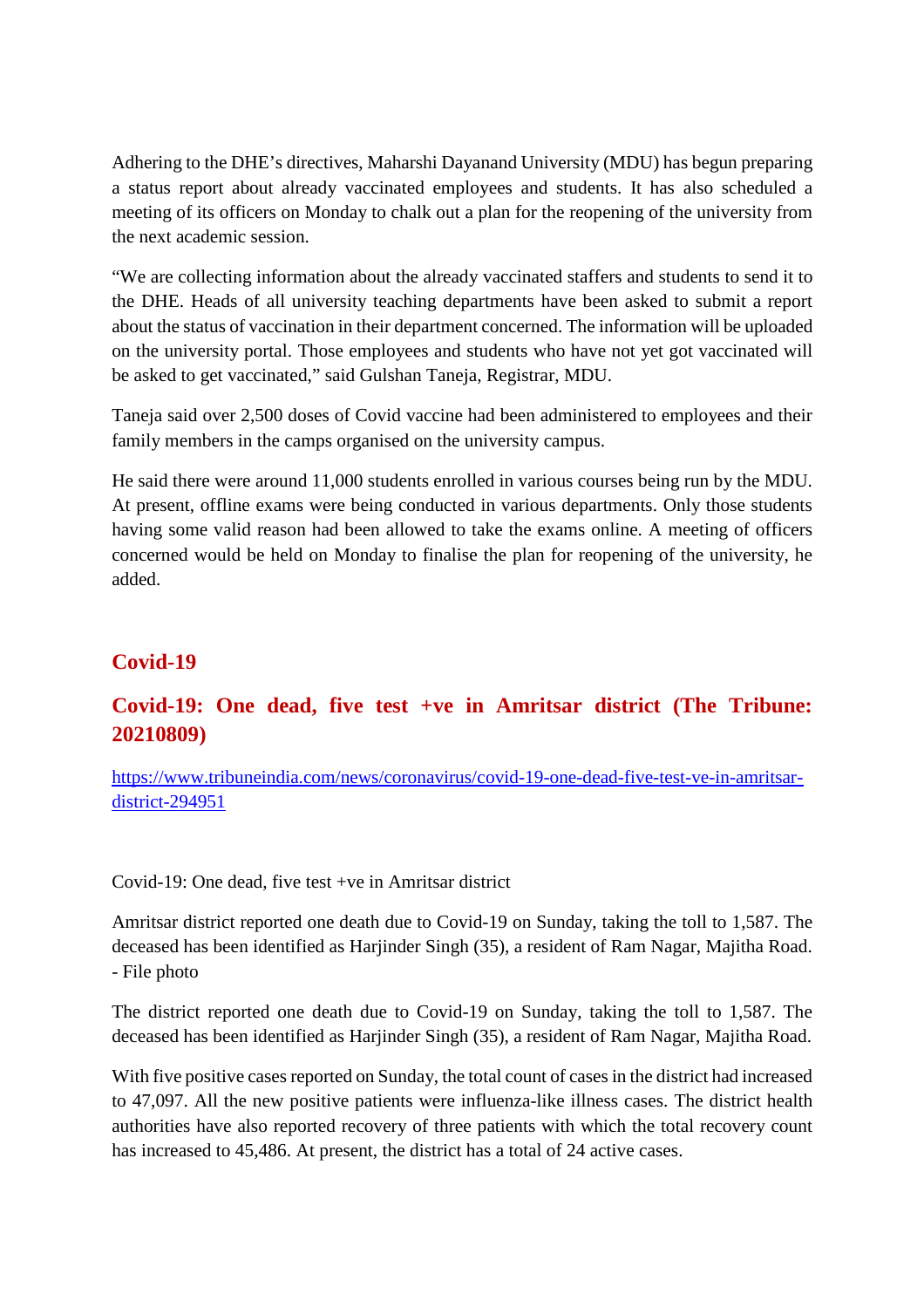Adhering to the DHE's directives, Maharshi Dayanand University (MDU) has begun preparing a status report about already vaccinated employees and students. It has also scheduled a meeting of its officers on Monday to chalk out a plan for the reopening of the university from the next academic session.

"We are collecting information about the already vaccinated staffers and students to send it to the DHE. Heads of all university teaching departments have been asked to submit a report about the status of vaccination in their department concerned. The information will be uploaded on the university portal. Those employees and students who have not yet got vaccinated will be asked to get vaccinated," said Gulshan Taneja, Registrar, MDU.

Taneja said over 2,500 doses of Covid vaccine had been administered to employees and their family members in the camps organised on the university campus.

He said there were around 11,000 students enrolled in various courses being run by the MDU. At present, offline exams were being conducted in various departments. Only those students having some valid reason had been allowed to take the exams online. A meeting of officers concerned would be held on Monday to finalise the plan for reopening of the university, he added.

## Covid-19

## Covid-19: One dead, five test +ve in Amritsar district (The Tribune: 20210809)

https://www.tribuneindia.com/news/coronavirus/covid-19-one-dead-five-test-ve-in-amritsar-district-294951

Covid-19: One dead, five test +ve in Amritsar district

Amritsar district reported one death due to Covid-19 on Sunday, taking the toll to 1,587. The deceased has been identified as Harjinder Singh (35), a resident of Ram Nagar, Majitha Road. - File photo

The district reported one death due to Covid-19 on Sunday, taking the toll to 1,587. The deceased has been identified as Harjinder Singh (35), a resident of Ram Nagar, Majitha Road.

With five positive cases reported on Sunday, the total count of cases in the district had increased to 47,097. All the new positive patients were influenza-like illness cases. The district health authorities have also reported recovery of three patients with which the total recovery count has increased to 45,486. At present, the district has a total of 24 active cases.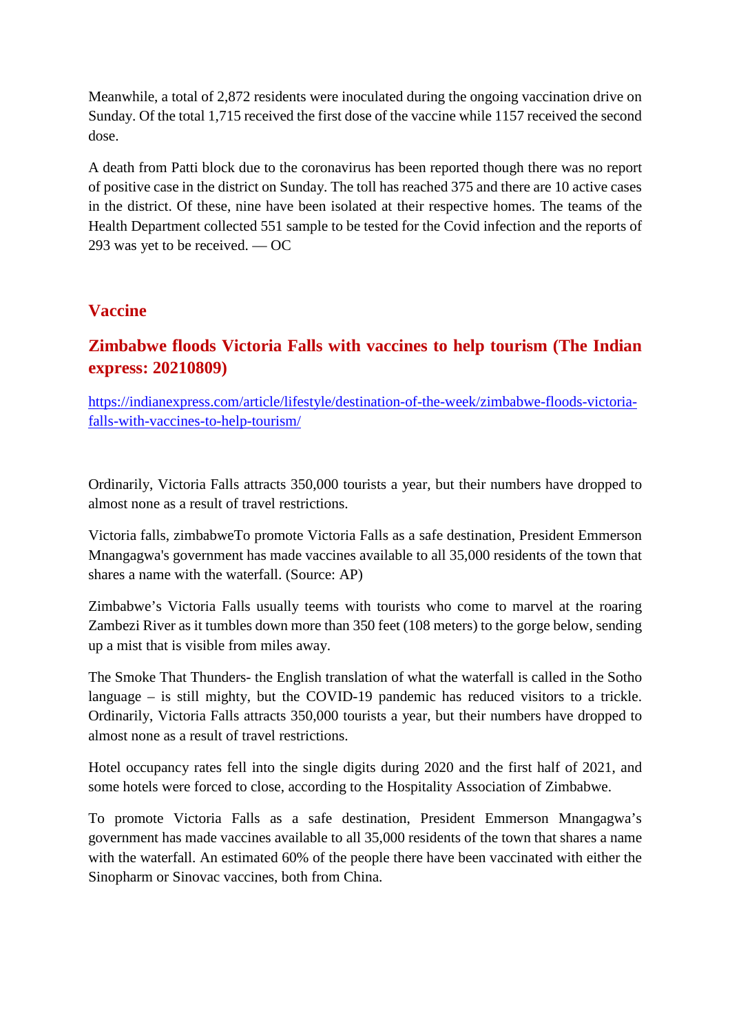Meanwhile, a total of 2,872 residents were inoculated during the ongoing vaccination drive on Sunday. Of the total 1,715 received the first dose of the vaccine while 1157 received the second dose.

A death from Patti block due to the coronavirus has been reported though there was no report of positive case in the district on Sunday. The toll has reached 375 and there are 10 active cases in the district. Of these, nine have been isolated at their respective homes. The teams of the Health Department collected 551 sample to be tested for the Covid infection and the reports of 293 was yet to be received. — OC

## Vaccine

### Zimbabwe floods Victoria Falls with vaccines to help tourism (The Indian express: 20210809)

https://indianexpress.com/article/lifestyle/destination-of-the-week/zimbabwe-floods-victoria-falls-with-vaccines-to-help-tourism/

Ordinarily, Victoria Falls attracts 350,000 tourists a year, but their numbers have dropped to almost none as a result of travel restrictions.

Victoria falls, zimbabweTo promote Victoria Falls as a safe destination, President Emmerson Mnangagwa's government has made vaccines available to all 35,000 residents of the town that shares a name with the waterfall. (Source: AP)

Zimbabwe's Victoria Falls usually teems with tourists who come to marvel at the roaring Zambezi River as it tumbles down more than 350 feet (108 meters) to the gorge below, sending up a mist that is visible from miles away.

The Smoke That Thunders- the English translation of what the waterfall is called in the Sotho language – is still mighty, but the COVID-19 pandemic has reduced visitors to a trickle. Ordinarily, Victoria Falls attracts 350,000 tourists a year, but their numbers have dropped to almost none as a result of travel restrictions.

Hotel occupancy rates fell into the single digits during 2020 and the first half of 2021, and some hotels were forced to close, according to the Hospitality Association of Zimbabwe.

To promote Victoria Falls as a safe destination, President Emmerson Mnangagwa's government has made vaccines available to all 35,000 residents of the town that shares a name with the waterfall. An estimated 60% of the people there have been vaccinated with either the Sinopharm or Sinovac vaccines, both from China.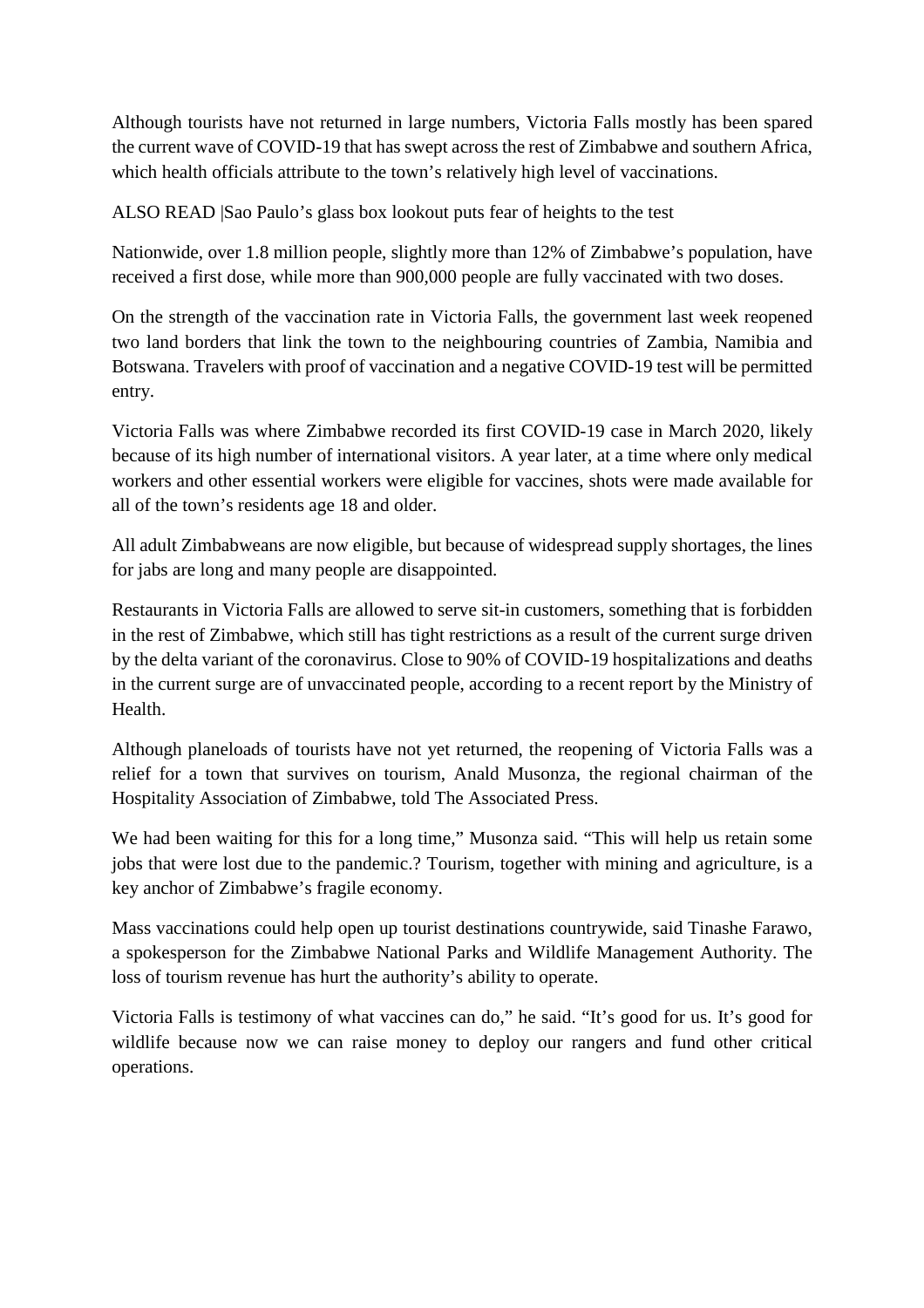Although tourists have not returned in large numbers, Victoria Falls mostly has been spared the current wave of COVID-19 that has swept across the rest of Zimbabwe and southern Africa, which health officials attribute to the town's relatively high level of vaccinations.

ALSO READ |Sao Paulo's glass box lookout puts fear of heights to the test

Nationwide, over 1.8 million people, slightly more than 12% of Zimbabwe's population, have received a first dose, while more than 900,000 people are fully vaccinated with two doses.

On the strength of the vaccination rate in Victoria Falls, the government last week reopened two land borders that link the town to the neighbouring countries of Zambia, Namibia and Botswana. Travelers with proof of vaccination and a negative COVID-19 test will be permitted entry.

Victoria Falls was where Zimbabwe recorded its first COVID-19 case in March 2020, likely because of its high number of international visitors. A year later, at a time where only medical workers and other essential workers were eligible for vaccines, shots were made available for all of the town's residents age 18 and older.

All adult Zimbabweans are now eligible, but because of widespread supply shortages, the lines for jabs are long and many people are disappointed.

Restaurants in Victoria Falls are allowed to serve sit-in customers, something that is forbidden in the rest of Zimbabwe, which still has tight restrictions as a result of the current surge driven by the delta variant of the coronavirus. Close to 90% of COVID-19 hospitalizations and deaths in the current surge are of unvaccinated people, according to a recent report by the Ministry of Health.

Although planeloads of tourists have not yet returned, the reopening of Victoria Falls was a relief for a town that survives on tourism, Anald Musonza, the regional chairman of the Hospitality Association of Zimbabwe, told The Associated Press.

We had been waiting for this for a long time," Musonza said. "This will help us retain some jobs that were lost due to the pandemic.? Tourism, together with mining and agriculture, is a key anchor of Zimbabwe's fragile economy.

Mass vaccinations could help open up tourist destinations countrywide, said Tinashe Farawo, a spokesperson for the Zimbabwe National Parks and Wildlife Management Authority. The loss of tourism revenue has hurt the authority's ability to operate.

Victoria Falls is testimony of what vaccines can do," he said. "It's good for us. It's good for wildlife because now we can raise money to deploy our rangers and fund other critical operations.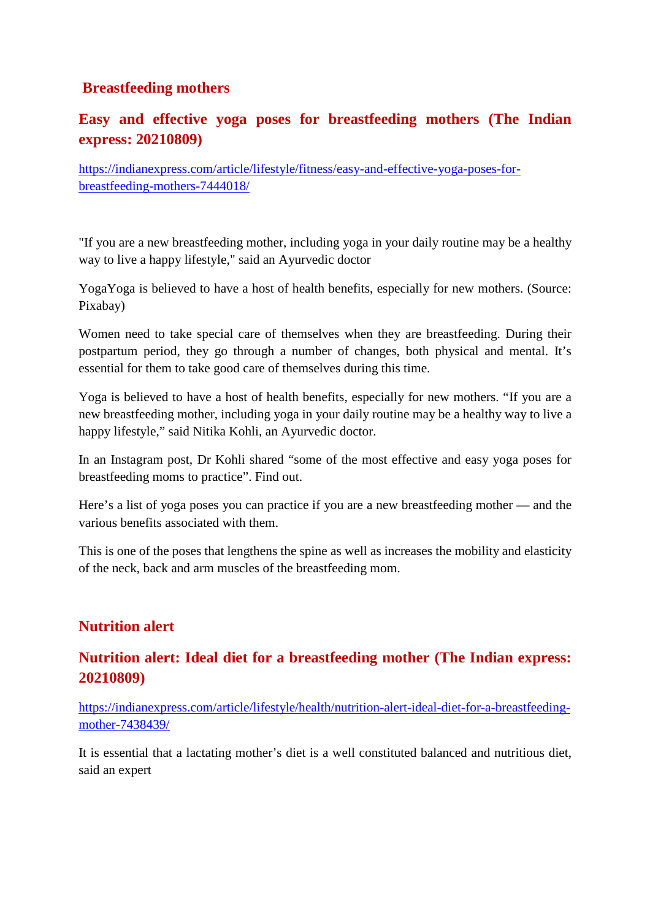## Breastfeeding mothers

## Easy and effective yoga poses for breastfeeding mothers (The Indian express: 20210809)

[https://indianexpress.com/article/lifestyle/fitness/easy-and-effective-yoga-poses-for-breastfeeding-mothers-7444018/](https://indianexpress.com/article/lifestyle/fitness/easy-and-effective-yoga-poses-for-breastfeeding-mothers-7444018/)

"If you are a new breastfeeding mother, including yoga in your daily routine may be a healthy way to live a happy lifestyle," said an Ayurvedic doctor

YogaYoga is believed to have a host of health benefits, especially for new mothers. (Source: Pixabay)

Women need to take special care of themselves when they are breastfeeding. During their postpartum period, they go through a number of changes, both physical and mental. It's essential for them to take good care of themselves during this time.

Yoga is believed to have a host of health benefits, especially for new mothers. "If you are a new breastfeeding mother, including yoga in your daily routine may be a healthy way to live a happy lifestyle," said Nitika Kohli, an Ayurvedic doctor.

In an Instagram post, Dr Kohli shared "some of the most effective and easy yoga poses for breastfeeding moms to practice". Find out.

Here's a list of yoga poses you can practice if you are a new breastfeeding mother — and the various benefits associated with them.

This is one of the poses that lengthens the spine as well as increases the mobility and elasticity of the neck, back and arm muscles of the breastfeeding mom.

## Nutrition alert

## Nutrition alert: Ideal diet for a breastfeeding mother (The Indian express: 20210809)

[https://indianexpress.com/article/lifestyle/health/nutrition-alert-ideal-diet-for-a-breastfeeding-mother-7438439/](https://indianexpress.com/article/lifestyle/health/nutrition-alert-ideal-diet-for-a-breastfeeding-mother-7438439/)

It is essential that a lactating mother's diet is a well constituted balanced and nutritious diet, said an expert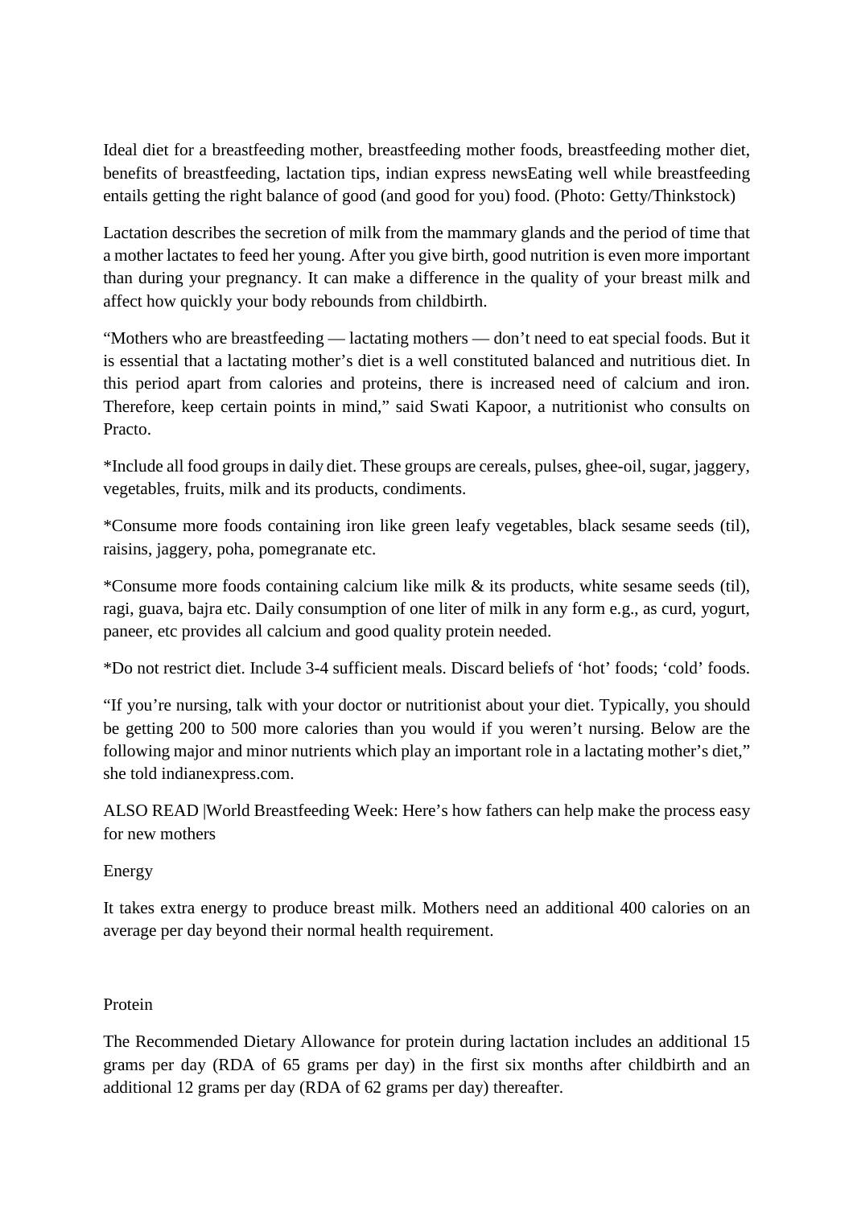Ideal diet for a breastfeeding mother, breastfeeding mother foods, breastfeeding mother diet, benefits of breastfeeding, lactation tips, indian express newsEating well while breastfeeding entails getting the right balance of good (and good for you) food. (Photo: Getty/Thinkstock)

Lactation describes the secretion of milk from the mammary glands and the period of time that a mother lactates to feed her young. After you give birth, good nutrition is even more important than during your pregnancy. It can make a difference in the quality of your breast milk and affect how quickly your body rebounds from childbirth.

"Mothers who are breastfeeding — lactating mothers — don't need to eat special foods. But it is essential that a lactating mother's diet is a well constituted balanced and nutritious diet. In this period apart from calories and proteins, there is increased need of calcium and iron. Therefore, keep certain points in mind," said Swati Kapoor, a nutritionist who consults on Practo.

*Include all food groups in daily diet. These groups are cereals, pulses, ghee-oil, sugar, jaggery, vegetables, fruits, milk and its products, condiments.

*Consume more foods containing iron like green leafy vegetables, black sesame seeds (til), raisins, jaggery, poha, pomegranate etc.

*Consume more foods containing calcium like milk & its products, white sesame seeds (til), ragi, guava, bajra etc. Daily consumption of one liter of milk in any form e.g., as curd, yogurt, paneer, etc provides all calcium and good quality protein needed.

*Do not restrict diet. Include 3-4 sufficient meals. Discard beliefs of 'hot' foods; 'cold' foods.

"If you're nursing, talk with your doctor or nutritionist about your diet. Typically, you should be getting 200 to 500 more calories than you would if you weren't nursing. Below are the following major and minor nutrients which play an important role in a lactating mother's diet," she told indianexpress.com.

ALSO READ |World Breastfeeding Week: Here's how fathers can help make the process easy for new mothers

Energy

It takes extra energy to produce breast milk. Mothers need an additional 400 calories on an average per day beyond their normal health requirement.

Protein

The Recommended Dietary Allowance for protein during lactation includes an additional 15 grams per day (RDA of 65 grams per day) in the first six months after childbirth and an additional 12 grams per day (RDA of 62 grams per day) thereafter.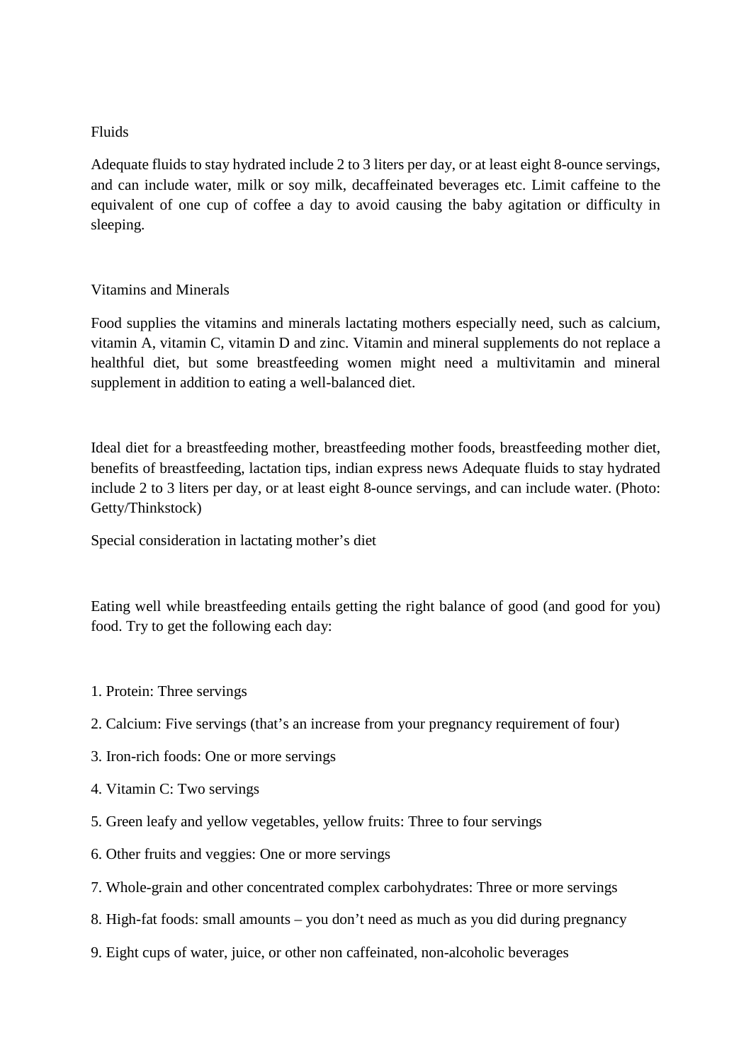## Fluids

Adequate fluids to stay hydrated include 2 to 3 liters per day, or at least eight 8-ounce servings, and can include water, milk or soy milk, decaffeinated beverages etc. Limit caffeine to the equivalent of one cup of coffee a day to avoid causing the baby agitation or difficulty in sleeping.

## Vitamins and Minerals

Food supplies the vitamins and minerals lactating mothers especially need, such as calcium, vitamin A, vitamin C, vitamin D and zinc. Vitamin and mineral supplements do not replace a healthful diet, but some breastfeeding women might need a multivitamin and mineral supplement in addition to eating a well-balanced diet.

Ideal diet for a breastfeeding mother, breastfeeding mother foods, breastfeeding mother diet, benefits of breastfeeding, lactation tips, indian express news Adequate fluids to stay hydrated include 2 to 3 liters per day, or at least eight 8-ounce servings, and can include water. (Photo: Getty/Thinkstock)

## Special consideration in lactating mother's diet

Eating well while breastfeeding entails getting the right balance of good (and good for you) food. Try to get the following each day:

1. Protein: Three servings
2. Calcium: Five servings (that's an increase from your pregnancy requirement of four)
3. Iron-rich foods: One or more servings
4. Vitamin C: Two servings
5. Green leafy and yellow vegetables, yellow fruits: Three to four servings
6. Other fruits and veggies: One or more servings
7. Whole-grain and other concentrated complex carbohydrates: Three or more servings
8. High-fat foods: small amounts – you don't need as much as you did during pregnancy
9. Eight cups of water, juice, or other non caffeinated, non-alcoholic beverages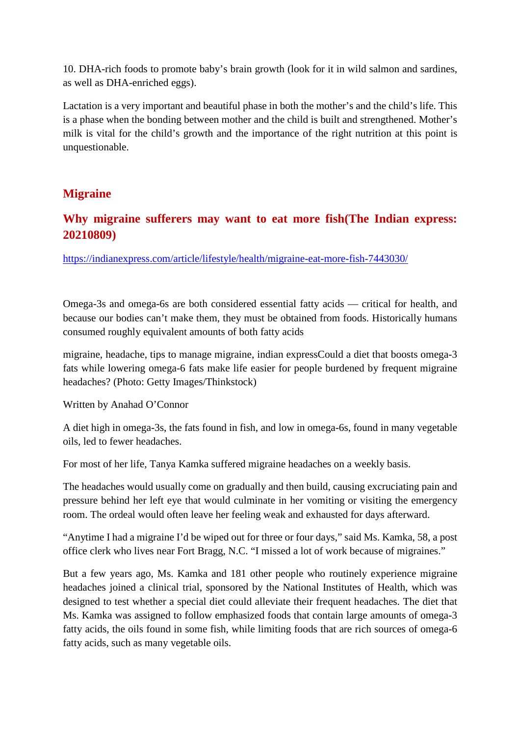10. DHA-rich foods to promote baby's brain growth (look for it in wild salmon and sardines, as well as DHA-enriched eggs).

Lactation is a very important and beautiful phase in both the mother's and the child's life. This is a phase when the bonding between mother and the child is built and strengthened. Mother's milk is vital for the child's growth and the importance of the right nutrition at this point is unquestionable.

## Migraine

## Why migraine sufferers may want to eat more fish(The Indian express: 20210809)

https://indianexpress.com/article/lifestyle/health/migraine-eat-more-fish-7443030/

Omega-3s and omega-6s are both considered essential fatty acids — critical for health, and because our bodies can't make them, they must be obtained from foods. Historically humans consumed roughly equivalent amounts of both fatty acids

migraine, headache, tips to manage migraine, indian expressCould a diet that boosts omega-3 fats while lowering omega-6 fats make life easier for people burdened by frequent migraine headaches? (Photo: Getty Images/Thinkstock)

Written by Anahad O'Connor

A diet high in omega-3s, the fats found in fish, and low in omega-6s, found in many vegetable oils, led to fewer headaches.

For most of her life, Tanya Kamka suffered migraine headaches on a weekly basis.

The headaches would usually come on gradually and then build, causing excruciating pain and pressure behind her left eye that would culminate in her vomiting or visiting the emergency room. The ordeal would often leave her feeling weak and exhausted for days afterward.

"Anytime I had a migraine I'd be wiped out for three or four days," said Ms. Kamka, 58, a post office clerk who lives near Fort Bragg, N.C. "I missed a lot of work because of migraines."

But a few years ago, Ms. Kamka and 181 other people who routinely experience migraine headaches joined a clinical trial, sponsored by the National Institutes of Health, which was designed to test whether a special diet could alleviate their frequent headaches. The diet that Ms. Kamka was assigned to follow emphasized foods that contain large amounts of omega-3 fatty acids, the oils found in some fish, while limiting foods that are rich sources of omega-6 fatty acids, such as many vegetable oils.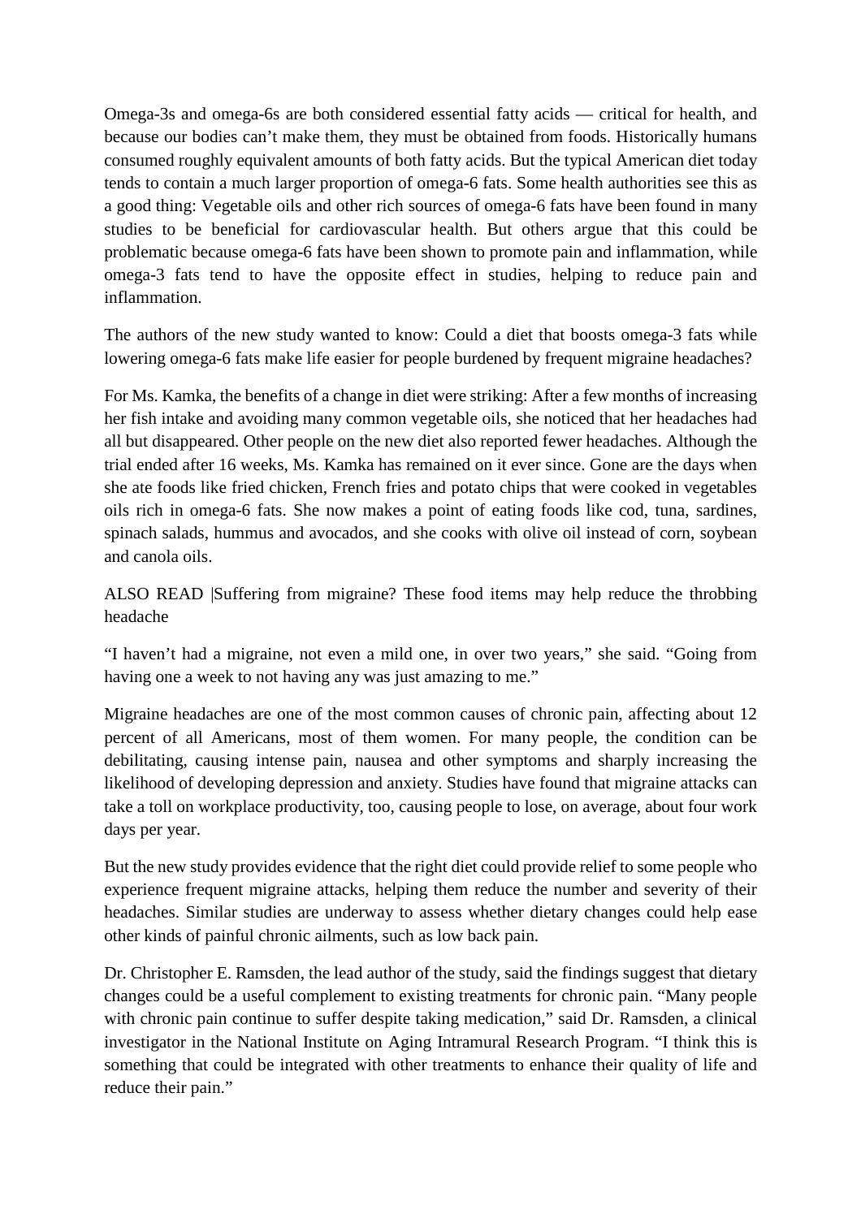Omega-3s and omega-6s are both considered essential fatty acids — critical for health, and because our bodies can't make them, they must be obtained from foods. Historically humans consumed roughly equivalent amounts of both fatty acids. But the typical American diet today tends to contain a much larger proportion of omega-6 fats. Some health authorities see this as a good thing: Vegetable oils and other rich sources of omega-6 fats have been found in many studies to be beneficial for cardiovascular health. But others argue that this could be problematic because omega-6 fats have been shown to promote pain and inflammation, while omega-3 fats tend to have the opposite effect in studies, helping to reduce pain and inflammation.

The authors of the new study wanted to know: Could a diet that boosts omega-3 fats while lowering omega-6 fats make life easier for people burdened by frequent migraine headaches?

For Ms. Kamka, the benefits of a change in diet were striking: After a few months of increasing her fish intake and avoiding many common vegetable oils, she noticed that her headaches had all but disappeared. Other people on the new diet also reported fewer headaches. Although the trial ended after 16 weeks, Ms. Kamka has remained on it ever since. Gone are the days when she ate foods like fried chicken, French fries and potato chips that were cooked in vegetables oils rich in omega-6 fats. She now makes a point of eating foods like cod, tuna, sardines, spinach salads, hummus and avocados, and she cooks with olive oil instead of corn, soybean and canola oils.

ALSO READ |Suffering from migraine? These food items may help reduce the throbbing headache

"I haven't had a migraine, not even a mild one, in over two years," she said. "Going from having one a week to not having any was just amazing to me."

Migraine headaches are one of the most common causes of chronic pain, affecting about 12 percent of all Americans, most of them women. For many people, the condition can be debilitating, causing intense pain, nausea and other symptoms and sharply increasing the likelihood of developing depression and anxiety. Studies have found that migraine attacks can take a toll on workplace productivity, too, causing people to lose, on average, about four work days per year.

But the new study provides evidence that the right diet could provide relief to some people who experience frequent migraine attacks, helping them reduce the number and severity of their headaches. Similar studies are underway to assess whether dietary changes could help ease other kinds of painful chronic ailments, such as low back pain.

Dr. Christopher E. Ramsden, the lead author of the study, said the findings suggest that dietary changes could be a useful complement to existing treatments for chronic pain. "Many people with chronic pain continue to suffer despite taking medication," said Dr. Ramsden, a clinical investigator in the National Institute on Aging Intramural Research Program. "I think this is something that could be integrated with other treatments to enhance their quality of life and reduce their pain."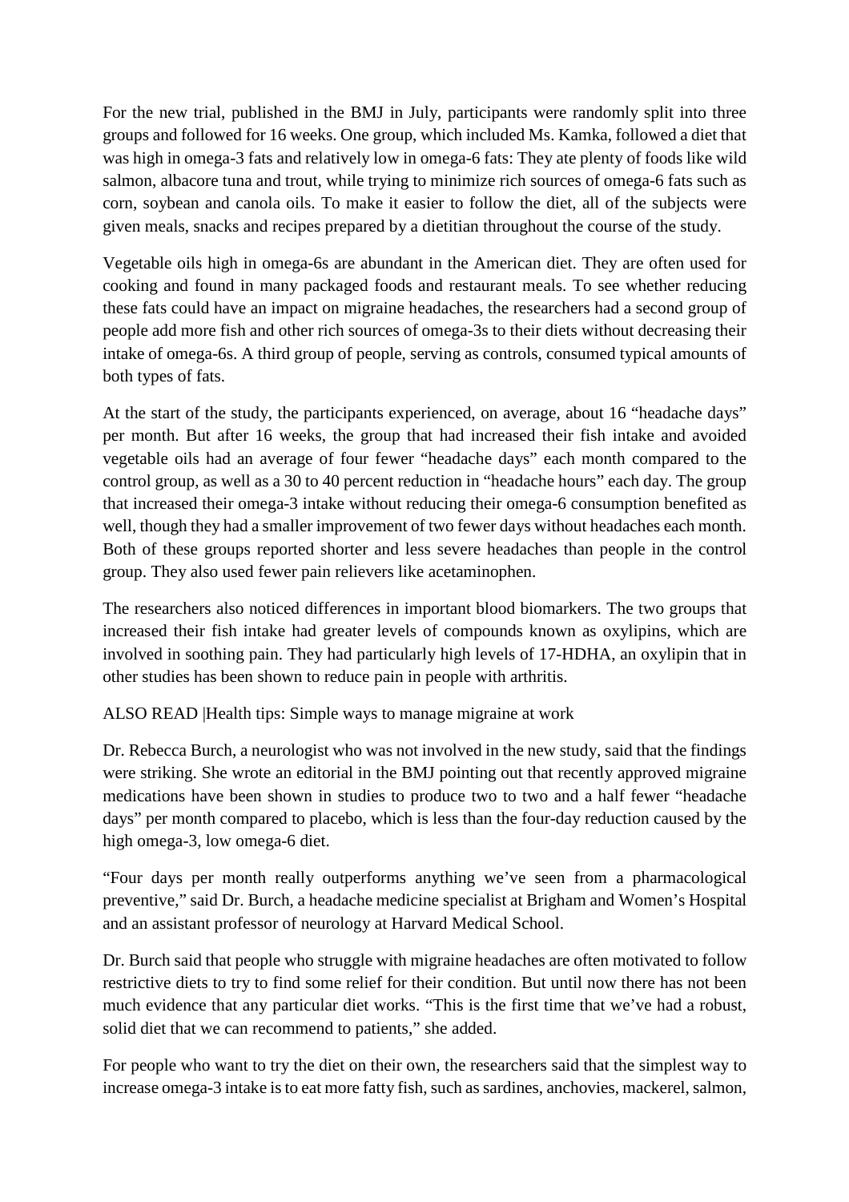For the new trial, published in the BMJ in July, participants were randomly split into three groups and followed for 16 weeks. One group, which included Ms. Kamka, followed a diet that was high in omega-3 fats and relatively low in omega-6 fats: They ate plenty of foods like wild salmon, albacore tuna and trout, while trying to minimize rich sources of omega-6 fats such as corn, soybean and canola oils. To make it easier to follow the diet, all of the subjects were given meals, snacks and recipes prepared by a dietitian throughout the course of the study.

Vegetable oils high in omega-6s are abundant in the American diet. They are often used for cooking and found in many packaged foods and restaurant meals. To see whether reducing these fats could have an impact on migraine headaches, the researchers had a second group of people add more fish and other rich sources of omega-3s to their diets without decreasing their intake of omega-6s. A third group of people, serving as controls, consumed typical amounts of both types of fats.

At the start of the study, the participants experienced, on average, about 16 "headache days" per month. But after 16 weeks, the group that had increased their fish intake and avoided vegetable oils had an average of four fewer "headache days" each month compared to the control group, as well as a 30 to 40 percent reduction in "headache hours" each day. The group that increased their omega-3 intake without reducing their omega-6 consumption benefited as well, though they had a smaller improvement of two fewer days without headaches each month. Both of these groups reported shorter and less severe headaches than people in the control group. They also used fewer pain relievers like acetaminophen.

The researchers also noticed differences in important blood biomarkers. The two groups that increased their fish intake had greater levels of compounds known as oxylipins, which are involved in soothing pain. They had particularly high levels of 17-HDHA, an oxylipin that in other studies has been shown to reduce pain in people with arthritis.

ALSO READ |Health tips: Simple ways to manage migraine at work

Dr. Rebecca Burch, a neurologist who was not involved in the new study, said that the findings were striking. She wrote an editorial in the BMJ pointing out that recently approved migraine medications have been shown in studies to produce two to two and a half fewer "headache days" per month compared to placebo, which is less than the four-day reduction caused by the high omega-3, low omega-6 diet.

"Four days per month really outperforms anything we've seen from a pharmacological preventive," said Dr. Burch, a headache medicine specialist at Brigham and Women's Hospital and an assistant professor of neurology at Harvard Medical School.

Dr. Burch said that people who struggle with migraine headaches are often motivated to follow restrictive diets to try to find some relief for their condition. But until now there has not been much evidence that any particular diet works. "This is the first time that we've had a robust, solid diet that we can recommend to patients," she added.

For people who want to try the diet on their own, the researchers said that the simplest way to increase omega-3 intake is to eat more fatty fish, such as sardines, anchovies, mackerel, salmon,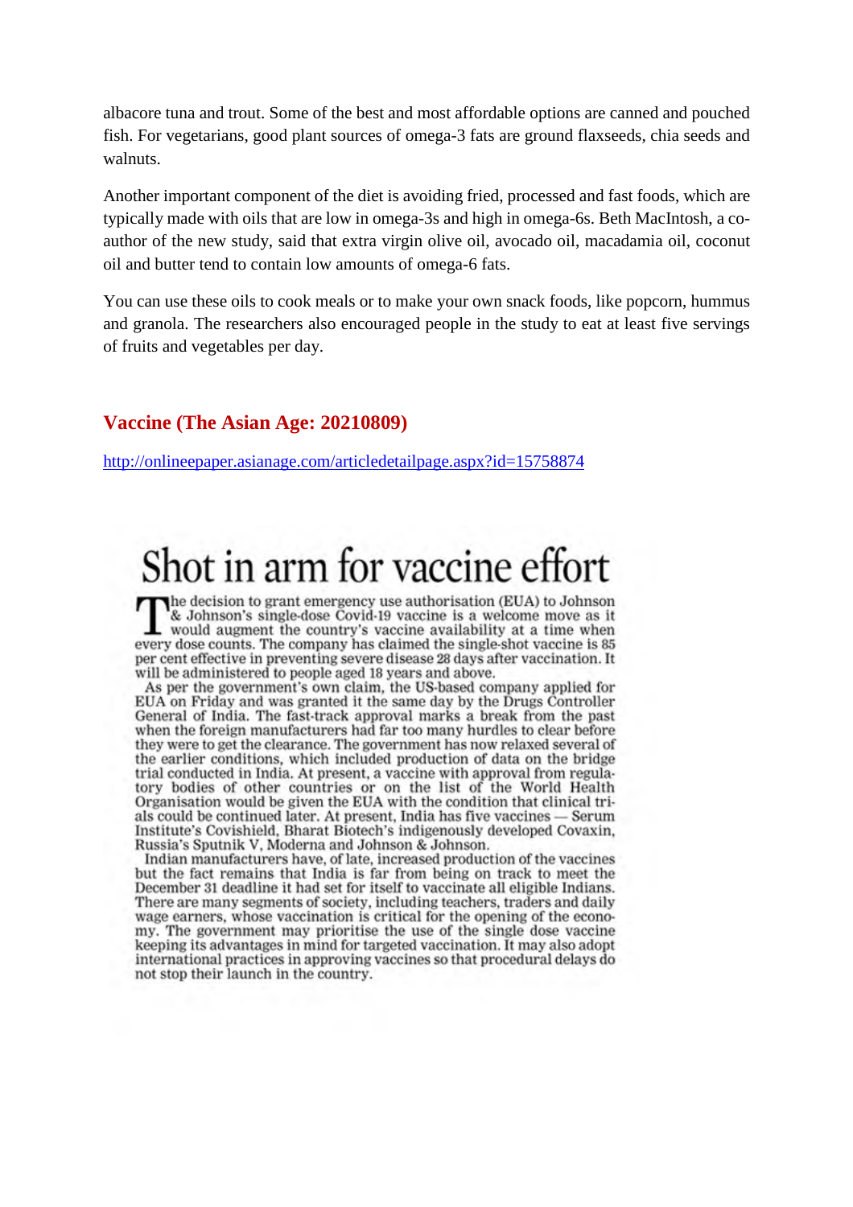albacore tuna and trout. Some of the best and most affordable options are canned and pouched fish. For vegetarians, good plant sources of omega-3 fats are ground flaxseeds, chia seeds and walnuts.

Another important component of the diet is avoiding fried, processed and fast foods, which are typically made with oils that are low in omega-3s and high in omega-6s. Beth MacIntosh, a co-author of the new study, said that extra virgin olive oil, avocado oil, macadamia oil, coconut oil and butter tend to contain low amounts of omega-6 fats.

You can use these oils to cook meals or to make your own snack foods, like popcorn, hummus and granola. The researchers also encouraged people in the study to eat at least five servings of fruits and vegetables per day.

## Vaccine (The Asian Age: 20210809)

http://onlineepaper.asianage.com/articledetailpage.aspx?id=15758874

# Shot in arm for vaccine effort

The decision to grant emergency use authorisation (EUA) to Johnson & Johnson's single-dose Covid-19 vaccine is a welcome move as it would augment the country's vaccine availability at a time when every dose counts. The company has claimed the single-shot vaccine is 85 per cent effective in preventing severe disease 28 days after vaccination. It will be administered to people aged 18 years and above.

As per the government's own claim, the US-based company applied for EUA on Friday and was granted it the same day by the Drugs Controller General of India. The fast-track approval marks a break from the past when the foreign manufacturers had far too many hurdles to clear before they were to get the clearance. The government has now relaxed several of the earlier conditions, which included production of data on the bridge trial conducted in India. At present, a vaccine with approval from regulatory bodies of other countries or on the list of the World Health Organisation would be given the EUA with the condition that clinical trials could be continued later. At present, India has five vaccines — Serum Institute's Covishield, Bharat Biotech's indigenously developed Covaxin, Russia's Sputnik V, Moderna and Johnson & Johnson.

Indian manufacturers have, of late, increased production of the vaccines but the fact remains that India is far from being on track to meet the December 31 deadline it had set for itself to vaccinate all eligible Indians. There are many segments of society, including teachers, traders and daily wage earners, whose vaccination is critical for the opening of the economy. The government may prioritise the use of the single dose vaccine keeping its advantages in mind for targeted vaccination. It may also adopt international practices in approving vaccines so that procedural delays do not stop their launch in the country.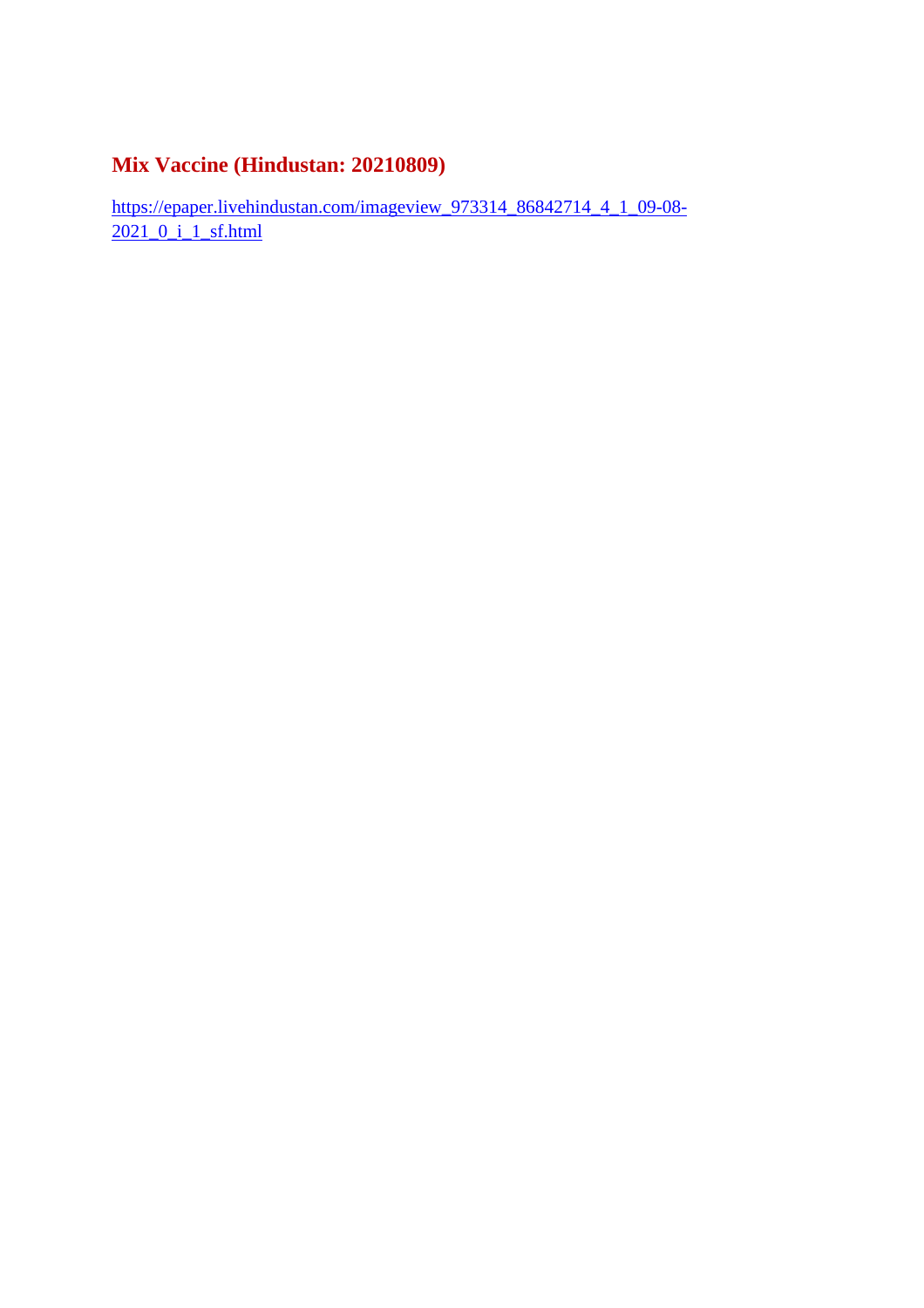## Mix Vaccine (Hindustan: 20210809)

https://epaper.livehindustan.com/imageview_973314_86842714_4_1_09-08-2021_0_i_1_sf.html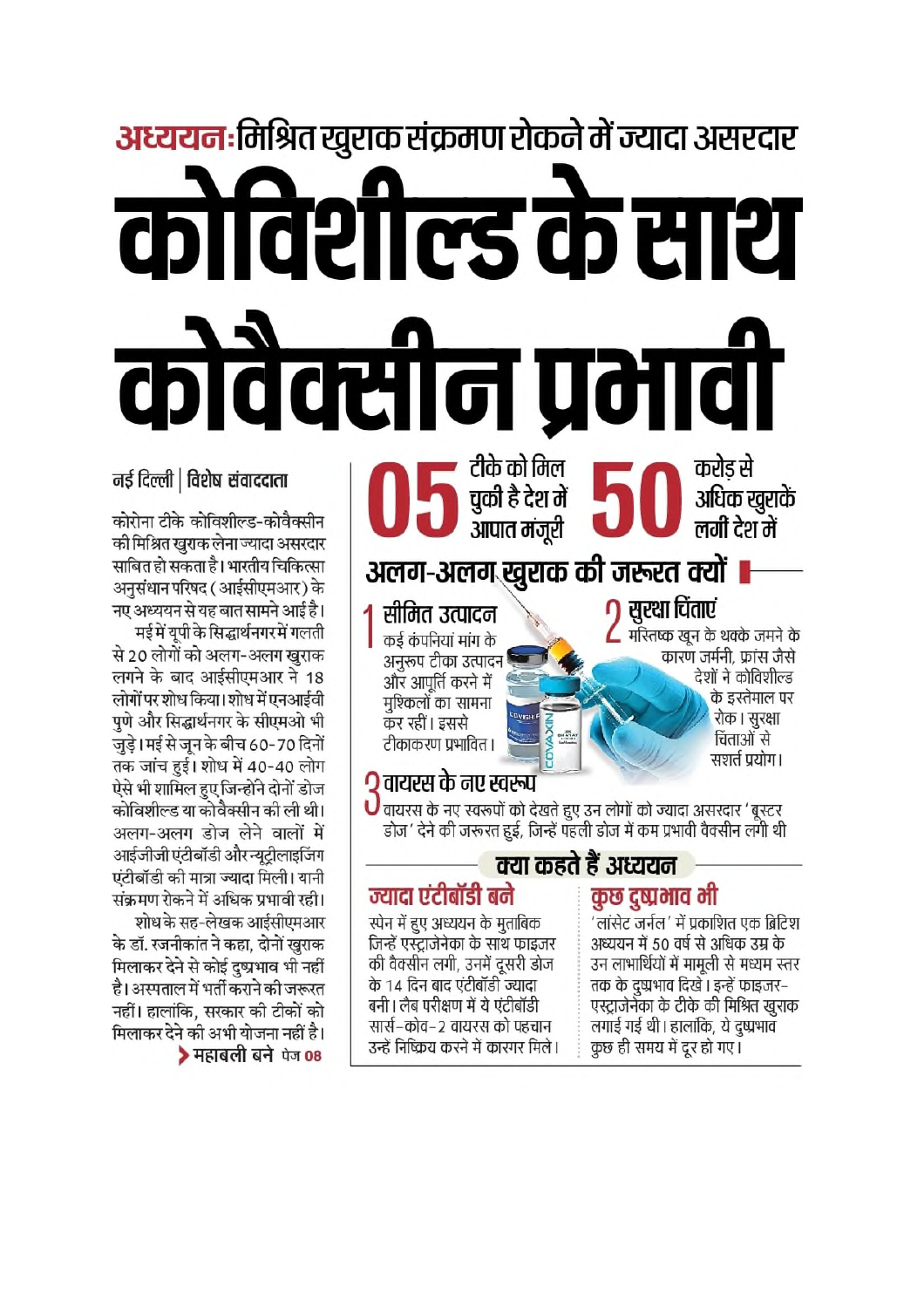**अध्ययन:** मिश्रित खुराक संक्रमण रोकने में ज्यादा असरदार

# कोविशील्ड के साथ कोवैक्सीन प्रभावी

नई दिल्ली | विशेष संवाददाता

कोरोना टीके कोविशील्ड-कोवैक्सीन की मिश्रित खुराक लेना ज्यादा असरदार साबित हो सकता है। भारतीय चिकित्सा अनुसंधान परिषद (आईसीएमआर) के नए अध्ययन से यह बात सामने आई है।

मई में यूपी के सिद्धार्थनगर में गलती से 20 लोगों को अलग-अलग खुराक लगने के बाद आईसीएमआर ने 18 लोगों पर शोध किया। शोध में एनआईवी पुणे और सिद्धार्थनगर के सीएमओ भी जुड़े। मई से जून के बीच 60-70 दिनों तक जांच हुई। शोध में 40-40 लोग ऐसे भी शामिल हुए जिन्होंने दोनों डोज कोविशील्ड या कोवैक्सीन की ली थी। अलग-अलग डोज लेने वालों में आईजीजी एंटीबॉडी और न्यूट्रीलाइजिंग एंटीबॉडी की मात्रा ज्यादा मिली। यानी संक्रमण रोकने में अधिक प्रभावी रही।

शोध के सह-लेखक आईसीएमआर के डॉ. रजनीकांत ने कहा, दोनों खुराक मिलाकर देने से कोई दुष्प्रभाव भी नहीं है। अस्पताल में भर्ती कराने की जरूरत नहीं। हालांकि, सरकार की टीकों को मिलाकर देने की अभी योजना नहीं है।

➤ महाबली बने पेज 08

**05** टीके को मिल चुकी है देश में आपात मंजूरी

**50** करोड़ से अधिक खुराकें लगीं देश में

## अलग-अलग खुराक की जरूरत क्यों

**1 सीमित उत्पादन**
कई कंपनियां मांग के अनुरूप टीका उत्पादन और आपूर्ति करने में मुश्किलों का सामना कर रही। इससे टीकाकरण प्रभावित।

**2 सुरक्षा चिंताएं**
मस्तिष्क खून के थक्के जमने के कारण जर्मनी, फ्रांस जैसे देशों ने कोविशील्ड के इस्तेमाल पर रोक। सुरक्षा चिंताओं से सशर्त प्रयोग।

**3 वायरस के नए स्वरूप**
वायरस के नए स्वरूपों को देखते हुए उन लोगों को ज्यादा असरदार 'बूस्टर डोज' देने की जरूरत हुई, जिन्हें पहली डोज में कम प्रभावी वैक्सीन लगी थी

## क्या कहते हैं अध्ययन

**ज्यादा एंटीबॉडी बने**
स्पेन में हुए अध्ययन के मुताबिक जिन्हें एस्ट्राजेनेका के साथ फाइजर की वैक्सीन लगी, उनमें दूसरी डोज के 14 दिन बाद एंटीबॉडी ज्यादा बनी। लैब परीक्षण में ये एंटीबॉडी सार्स-कोव-2 वायरस को पहचान उन्हें निष्क्रिय करने में कारगर मिले।

**कुछ दुष्प्रभाव भी**
'लांसेट जर्नल' में प्रकाशित एक ब्रिटिश अध्ययन में 50 वर्ष से अधिक उम्र के उन लाभार्थियों में मामूली से मध्यम स्तर तक के दुष्प्रभाव दिखे। इन्हें फाइजर-एस्ट्राजेनेका के टीके की मिश्रित खुराक लगाई गई थी। हालांकि, ये दुष्प्रभाव कुछ ही समय में दूर हो गए।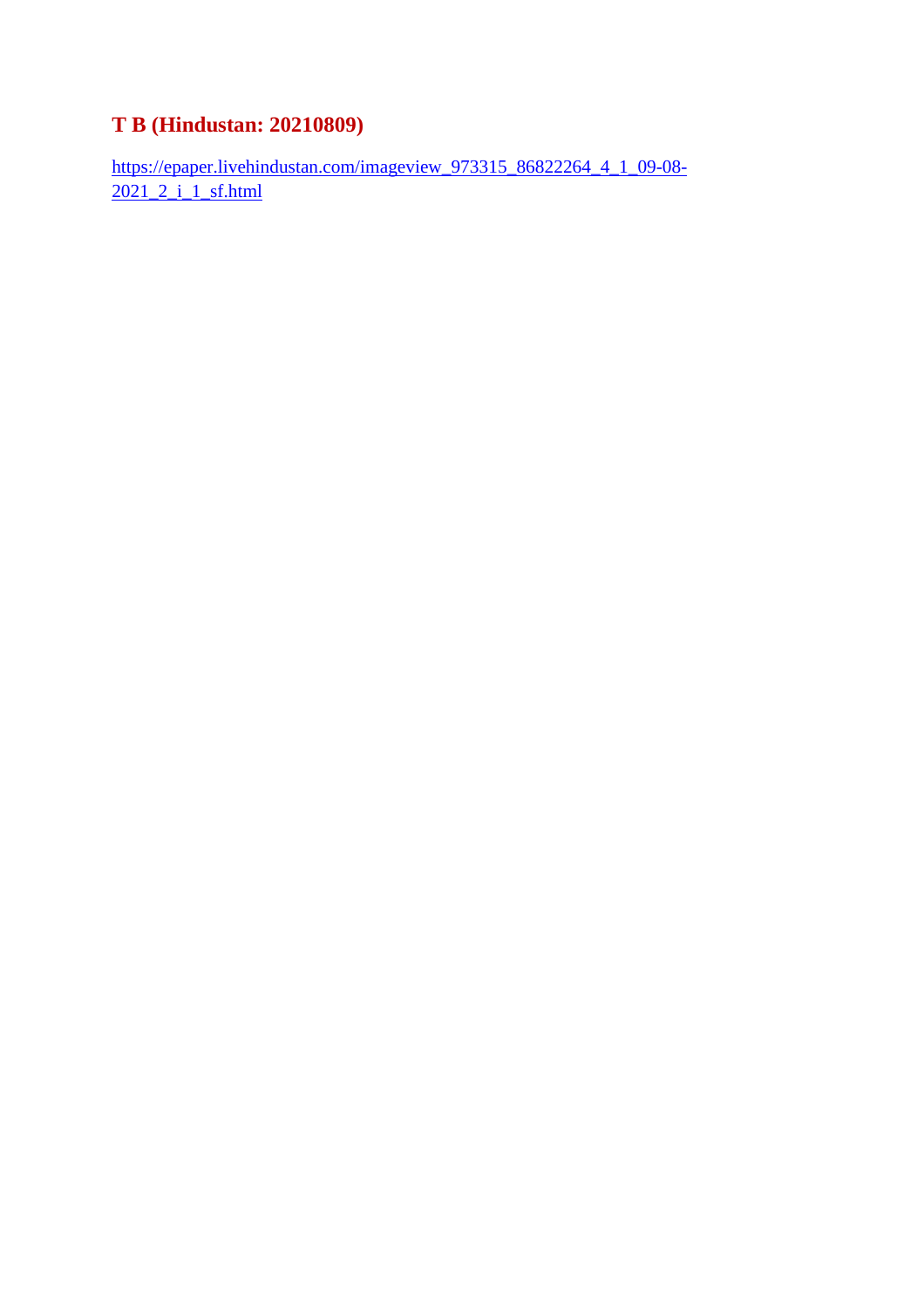## T B (Hindustan: 20210809)

https://epaper.livehindustan.com/imageview_973315_86822264_4_1_09-08-2021_2_i_1_sf.html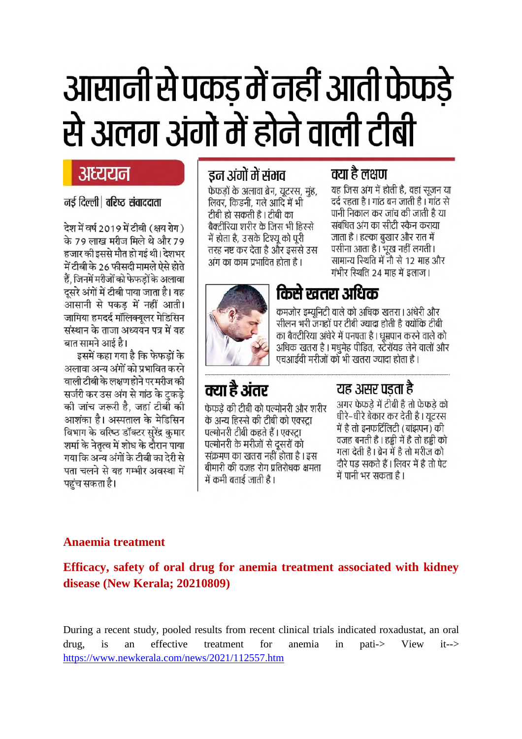# आसानी से पकड़ में नहीं आती फेफड़े से अलग अंगों में होने वाली टीबी

## अध्ययन

**नई दिल्ली | वरिष्ठ संवाददाता**

देश में वर्ष 2019 में टीबी (क्षय रोग) के 79 लाख मरीज मिले थे और 79 हजार की इससे मौत हो गई थी। देशभर में टीबी के 26 फीसदी मामले ऐसे होते हैं, जिनमें मरीजों को फेफड़ों के अलावा दूसरे अंगों में टीबी पाया जाता है। यह आसानी से पकड़ में नहीं आती। जामिया हमदर्द मॉलिक्यूलर मेडिसिन संस्थान के ताजा अध्ययन पत्र में यह बात सामने आई है।

इसमें कहा गया है कि फेफड़ों के अलावा अन्य अंगों को प्रभावित करने वाली टीबी के लक्षण होने पर मरीज की सर्जरी कर उस अंग से गांठ के टुकड़े की जांच जरूरी है, जहां टीबी की आशंका है। अस्पताल के मेडिसिन विभाग के वरिष्ठ डॉक्टर सुरेंद्र कुमार शर्मा के नेतृत्व में शोध के दौरान पाया गया कि अन्य अंगों के टीबी का देरी से पता चलने से यह गम्भीर अवस्था में पहुंच सकता है।

### इन अंगों में संभव

फेफड़ों के अलावा ब्रेन, यूटरस, मुंह, लिवर, किडनी, गले आदि में भी टीबी हो सकती है। टीबी का बैक्टीरिया शरीर के जिस भी हिस्से में होता है, उसके टिश्यू को पूरी तरह नष्ट कर देता है और इससे उस अंग का काम प्रभावित होता है।

### क्या है लक्षण

यह जिस अंग में होती है, वहां सूजन या दर्द रहता है। गांठ बन जाती है। गांठ से पानी निकाल कर जांच की जाती है या संबंधित अंग का सीटी स्कैन कराया जाता है। हल्का बुखार और रात में पसीना आता है। भूख नहीं लगती। सामान्य स्थिति में नौ से 12 माह और गंभीर स्थिति 24 माह में इलाज।

### किसे खतरा अधिक

कमजोर इम्यूनिटी वाले को अधिक खतरा। अंधेरी और सीलन भरी जगहों पर टीबी ज्यादा होती है क्योंकि टीबी का बैक्टीरिया अंधेरे में पनपता है। धूम्रपान करने वाले को अधिक खतरा है। मधुमेह पीड़ित, स्टेरॉयड लेने वालों और एचआईवी मरीजों को भी खतरा ज्यादा होता है।

### क्या है अंतर

फेफड़े की टीबी को पल्मोनरी और शरीर के अन्य हिस्से की टीबी को एक्स्ट्रा पल्मोनरी टीबी कहते हैं। एक्स्ट्रा पल्मोनरी के मरीजों से दूसरों को संक्रमण का खतरा नहीं होता है। इस बीमारी की वजह रोग प्रतिरोधक क्षमता में कमी बताई जाती है।

### यह असर पड़ता है

अगर फेफड़े में टीबी है तो फेफड़े को धीरे-धीरे बेकार कर देती है। यूटरस में है तो इनफर्टिलिटी (बांझपन) की वजह बनती है। हड्डी में है तो हड्डी को गला देती है। ब्रेन में है तो मरीज को दौरे पड़ सकते हैं। लिवर में है तो पेट में पानी भर सकता है।

## Anaemia treatment

### Efficacy, safety of oral drug for anemia treatment associated with kidney disease (New Kerala; 20210809)

During a recent study, pooled results from recent clinical trials indicated roxadustat, an oral drug, is an effective treatment for anemia in pati-> View it-->
https://www.newkerala.com/news/2021/112557.htm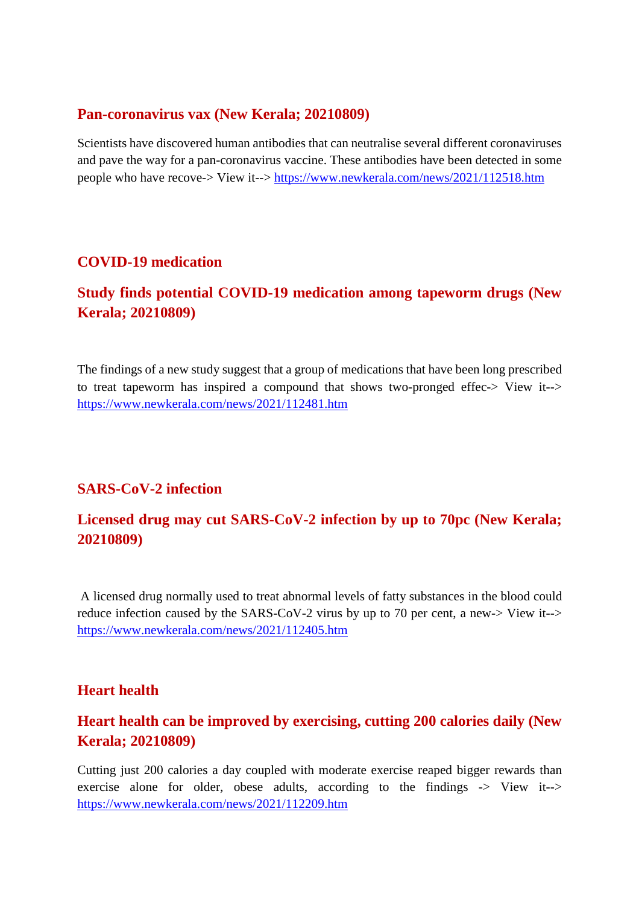## Pan-coronavirus vax (New Kerala; 20210809)

Scientists have discovered human antibodies that can neutralise several different coronaviruses and pave the way for a pan-coronavirus vaccine. These antibodies have been detected in some people who have recove-> View it--> https://www.newkerala.com/news/2021/112518.htm

## COVID-19 medication

## Study finds potential COVID-19 medication among tapeworm drugs (New Kerala; 20210809)

The findings of a new study suggest that a group of medications that have been long prescribed to treat tapeworm has inspired a compound that shows two-pronged effec-> View it--> https://www.newkerala.com/news/2021/112481.htm

## SARS-CoV-2 infection

## Licensed drug may cut SARS-CoV-2 infection by up to 70pc (New Kerala; 20210809)

A licensed drug normally used to treat abnormal levels of fatty substances in the blood could reduce infection caused by the SARS-CoV-2 virus by up to 70 per cent, a new-> View it--> https://www.newkerala.com/news/2021/112405.htm

## Heart health

## Heart health can be improved by exercising, cutting 200 calories daily (New Kerala; 20210809)

Cutting just 200 calories a day coupled with moderate exercise reaped bigger rewards than exercise alone for older, obese adults, according to the findings -> View it--> https://www.newkerala.com/news/2021/112209.htm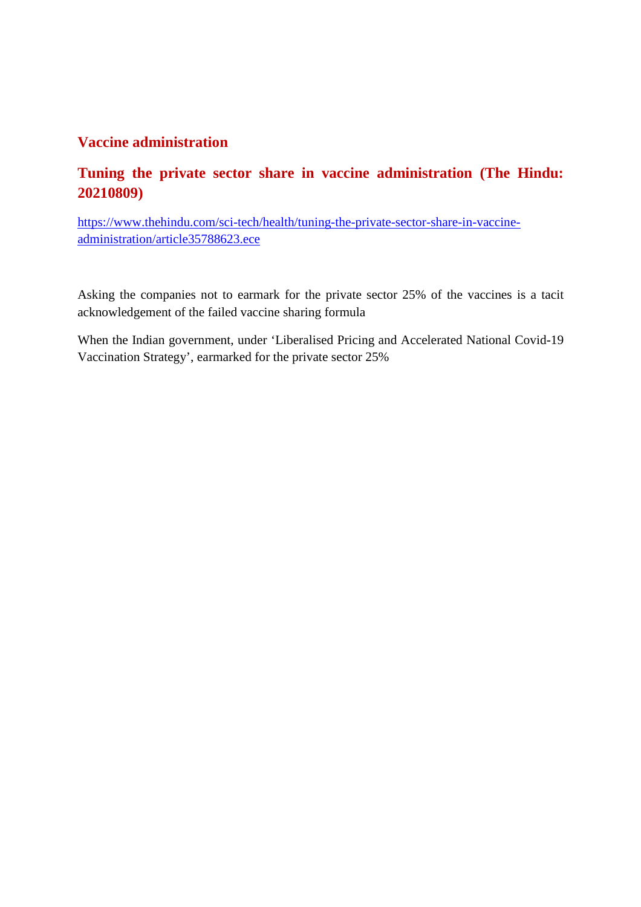## Vaccine administration

## Tuning the private sector share in vaccine administration (The Hindu: 20210809)

https://www.thehindu.com/sci-tech/health/tuning-the-private-sector-share-in-vaccine-administration/article35788623.ece

Asking the companies not to earmark for the private sector 25% of the vaccines is a tacit acknowledgement of the failed vaccine sharing formula

When the Indian government, under 'Liberalised Pricing and Accelerated National Covid-19 Vaccination Strategy', earmarked for the private sector 25%